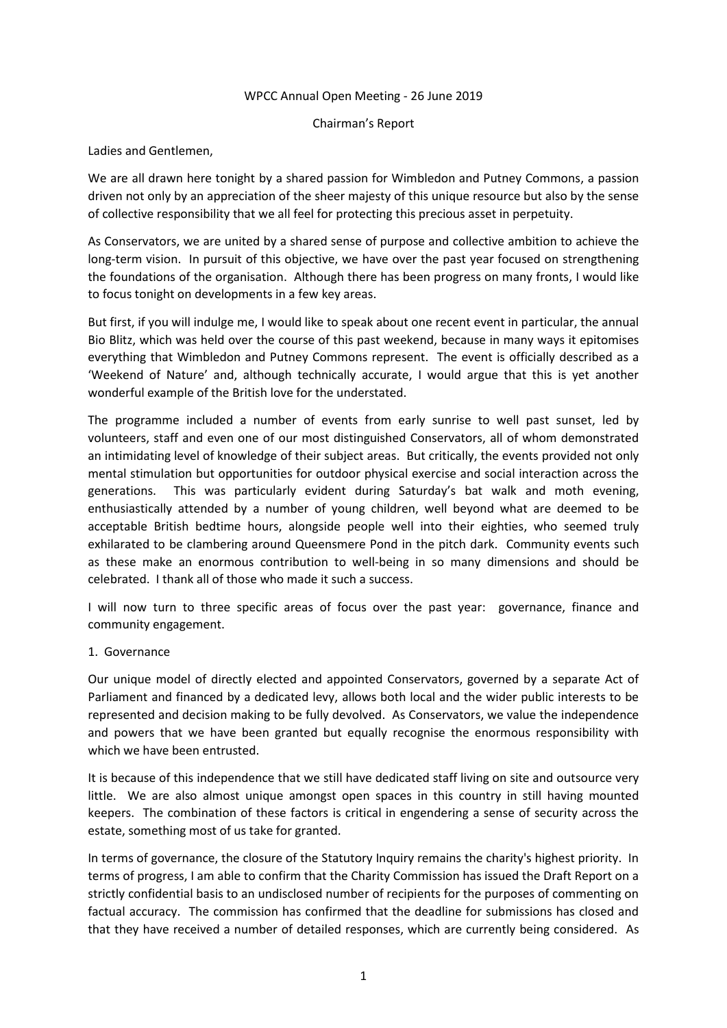WPCC Annual Open Meeting - 26 June 2019

Chairman's Report

Ladies and Gentlemen,

We are all drawn here tonight by a shared passion for Wimbledon and Putney Commons, a passion driven not only by an appreciation of the sheer majesty of this unique resource but also by the sense of collective responsibility that we all feel for protecting this precious asset in perpetuity.

As Conservators, we are united by a shared sense of purpose and collective ambition to achieve the long-term vision. In pursuit of this objective, we have over the past year focused on strengthening the foundations of the organisation. Although there has been progress on many fronts, I would like to focus tonight on developments in a few key areas.

But first, if you will indulge me, I would like to speak about one recent event in particular, the annual Bio Blitz, which was held over the course of this past weekend, because in many ways it epitomises everything that Wimbledon and Putney Commons represent. The event is officially described as a 'Weekend of Nature' and, although technically accurate, I would argue that this is yet another wonderful example of the British love for the understated.

The programme included a number of events from early sunrise to well past sunset, led by volunteers, staff and even one of our most distinguished Conservators, all of whom demonstrated an intimidating level of knowledge of their subject areas. But critically, the events provided not only mental stimulation but opportunities for outdoor physical exercise and social interaction across the generations. This was particularly evident during Saturday's bat walk and moth evening, enthusiastically attended by a number of young children, well beyond what are deemed to be acceptable British bedtime hours, alongside people well into their eighties, who seemed truly exhilarated to be clambering around Queensmere Pond in the pitch dark. Community events such as these make an enormous contribution to well-being in so many dimensions and should be celebrated. I thank all of those who made it such a success.

I will now turn to three specific areas of focus over the past year: governance, finance and community engagement.

## 1. Governance

Our unique model of directly elected and appointed Conservators, governed by a separate Act of Parliament and financed by a dedicated levy, allows both local and the wider public interests to be represented and decision making to be fully devolved. As Conservators, we value the independence and powers that we have been granted but equally recognise the enormous responsibility with which we have been entrusted.

It is because of this independence that we still have dedicated staff living on site and outsource very little. We are also almost unique amongst open spaces in this country in still having mounted keepers. The combination of these factors is critical in engendering a sense of security across the estate, something most of us take for granted.

In terms of governance, the closure of the Statutory Inquiry remains the charity's highest priority. In terms of progress, I am able to confirm that the Charity Commission has issued the Draft Report on a strictly confidential basis to an undisclosed number of recipients for the purposes of commenting on factual accuracy. The commission has confirmed that the deadline for submissions has closed and that they have received a number of detailed responses, which are currently being considered. As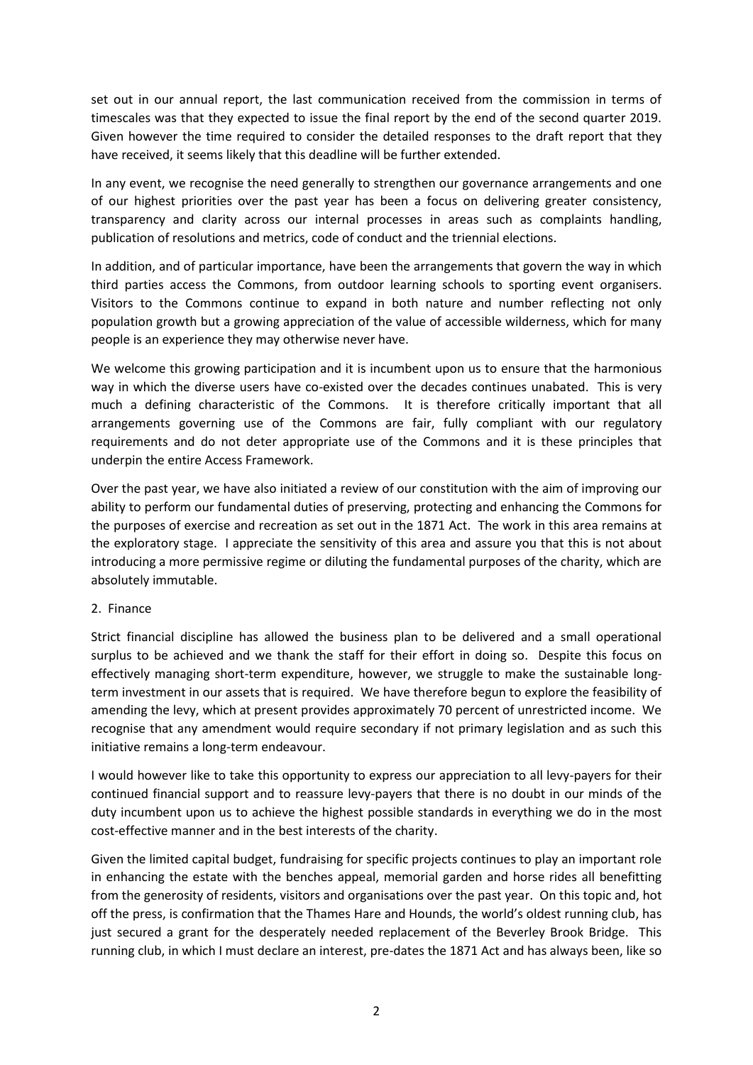set out in our annual report, the last communication received from the commission in terms of timescales was that they expected to issue the final report by the end of the second quarter 2019. Given however the time required to consider the detailed responses to the draft report that they have received, it seems likely that this deadline will be further extended.

In any event, we recognise the need generally to strengthen our governance arrangements and one of our highest priorities over the past year has been a focus on delivering greater consistency, transparency and clarity across our internal processes in areas such as complaints handling, publication of resolutions and metrics, code of conduct and the triennial elections.

In addition, and of particular importance, have been the arrangements that govern the way in which third parties access the Commons, from outdoor learning schools to sporting event organisers. Visitors to the Commons continue to expand in both nature and number reflecting not only population growth but a growing appreciation of the value of accessible wilderness, which for many people is an experience they may otherwise never have.

We welcome this growing participation and it is incumbent upon us to ensure that the harmonious way in which the diverse users have co-existed over the decades continues unabated. This is very much a defining characteristic of the Commons. It is therefore critically important that all arrangements governing use of the Commons are fair, fully compliant with our regulatory requirements and do not deter appropriate use of the Commons and it is these principles that underpin the entire Access Framework.

Over the past year, we have also initiated a review of our constitution with the aim of improving our ability to perform our fundamental duties of preserving, protecting and enhancing the Commons for the purposes of exercise and recreation as set out in the 1871 Act. The work in this area remains at the exploratory stage. I appreciate the sensitivity of this area and assure you that this is not about introducing a more permissive regime or diluting the fundamental purposes of the charity, which are absolutely immutable.

2. Finance

Strict financial discipline has allowed the business plan to be delivered and a small operational surplus to be achieved and we thank the staff for their effort in doing so. Despite this focus on effectively managing short-term expenditure, however, we struggle to make the sustainable long-term investment in our assets that is required. We have therefore begun to explore the feasibility of amending the levy, which at present provides approximately 70 percent of unrestricted income. We recognise that any amendment would require secondary if not primary legislation and as such this initiative remains a long-term endeavour.

I would however like to take this opportunity to express our appreciation to all levy-payers for their continued financial support and to reassure levy-payers that there is no doubt in our minds of the duty incumbent upon us to achieve the highest possible standards in everything we do in the most cost-effective manner and in the best interests of the charity.

Given the limited capital budget, fundraising for specific projects continues to play an important role in enhancing the estate with the benches appeal, memorial garden and horse rides all benefitting from the generosity of residents, visitors and organisations over the past year. On this topic and, hot off the press, is confirmation that the Thames Hare and Hounds, the world's oldest running club, has just secured a grant for the desperately needed replacement of the Beverley Brook Bridge. This running club, in which I must declare an interest, pre-dates the 1871 Act and has always been, like so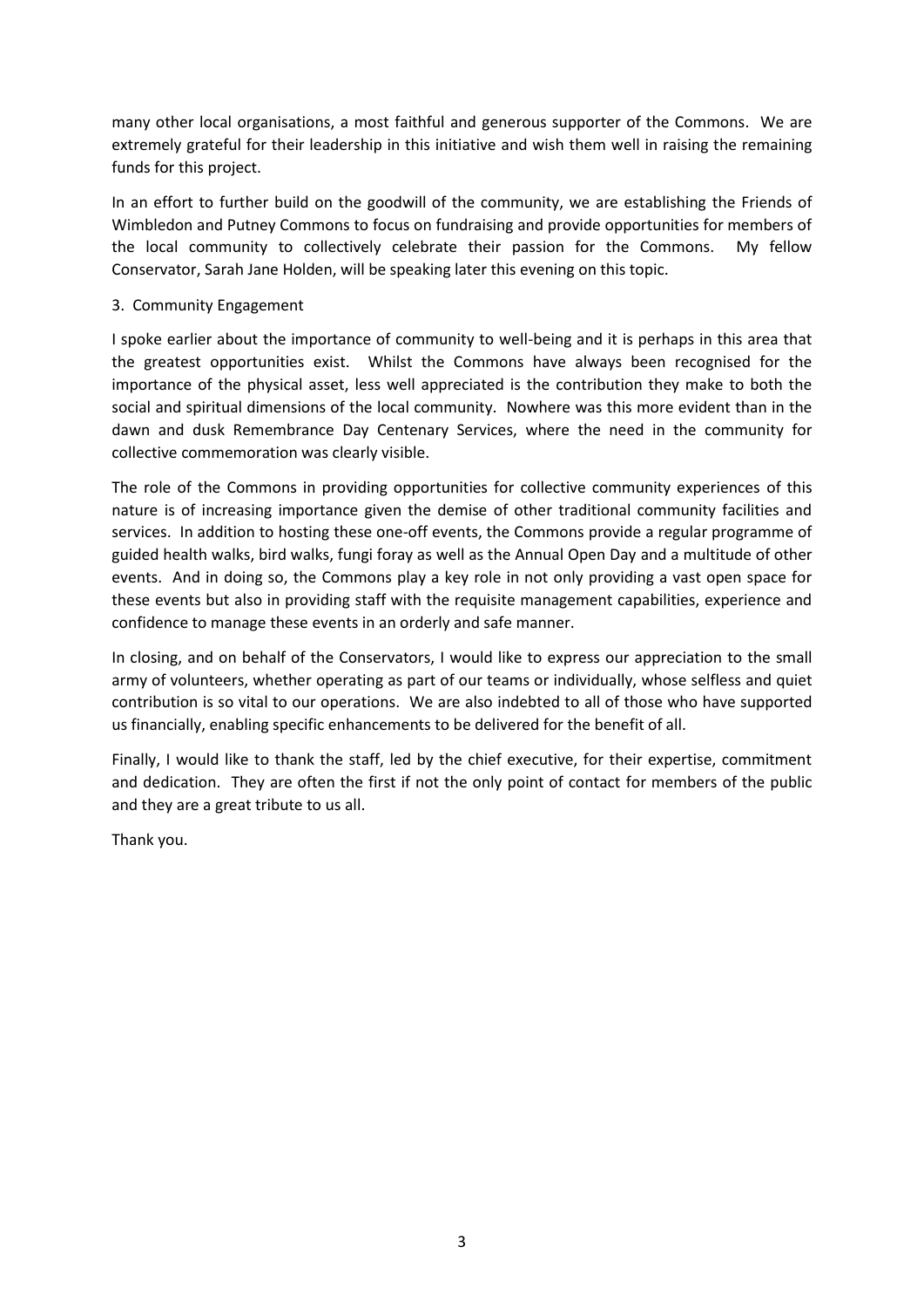many other local organisations, a most faithful and generous supporter of the Commons. We are extremely grateful for their leadership in this initiative and wish them well in raising the remaining funds for this project.

In an effort to further build on the goodwill of the community, we are establishing the Friends of Wimbledon and Putney Commons to focus on fundraising and provide opportunities for members of the local community to collectively celebrate their passion for the Commons. My fellow Conservator, Sarah Jane Holden, will be speaking later this evening on this topic.

3. Community Engagement

I spoke earlier about the importance of community to well-being and it is perhaps in this area that the greatest opportunities exist. Whilst the Commons have always been recognised for the importance of the physical asset, less well appreciated is the contribution they make to both the social and spiritual dimensions of the local community. Nowhere was this more evident than in the dawn and dusk Remembrance Day Centenary Services, where the need in the community for collective commemoration was clearly visible.

The role of the Commons in providing opportunities for collective community experiences of this nature is of increasing importance given the demise of other traditional community facilities and services. In addition to hosting these one-off events, the Commons provide a regular programme of guided health walks, bird walks, fungi foray as well as the Annual Open Day and a multitude of other events. And in doing so, the Commons play a key role in not only providing a vast open space for these events but also in providing staff with the requisite management capabilities, experience and confidence to manage these events in an orderly and safe manner.

In closing, and on behalf of the Conservators, I would like to express our appreciation to the small army of volunteers, whether operating as part of our teams or individually, whose selfless and quiet contribution is so vital to our operations. We are also indebted to all of those who have supported us financially, enabling specific enhancements to be delivered for the benefit of all.

Finally, I would like to thank the staff, led by the chief executive, for their expertise, commitment and dedication. They are often the first if not the only point of contact for members of the public and they are a great tribute to us all.

Thank you.